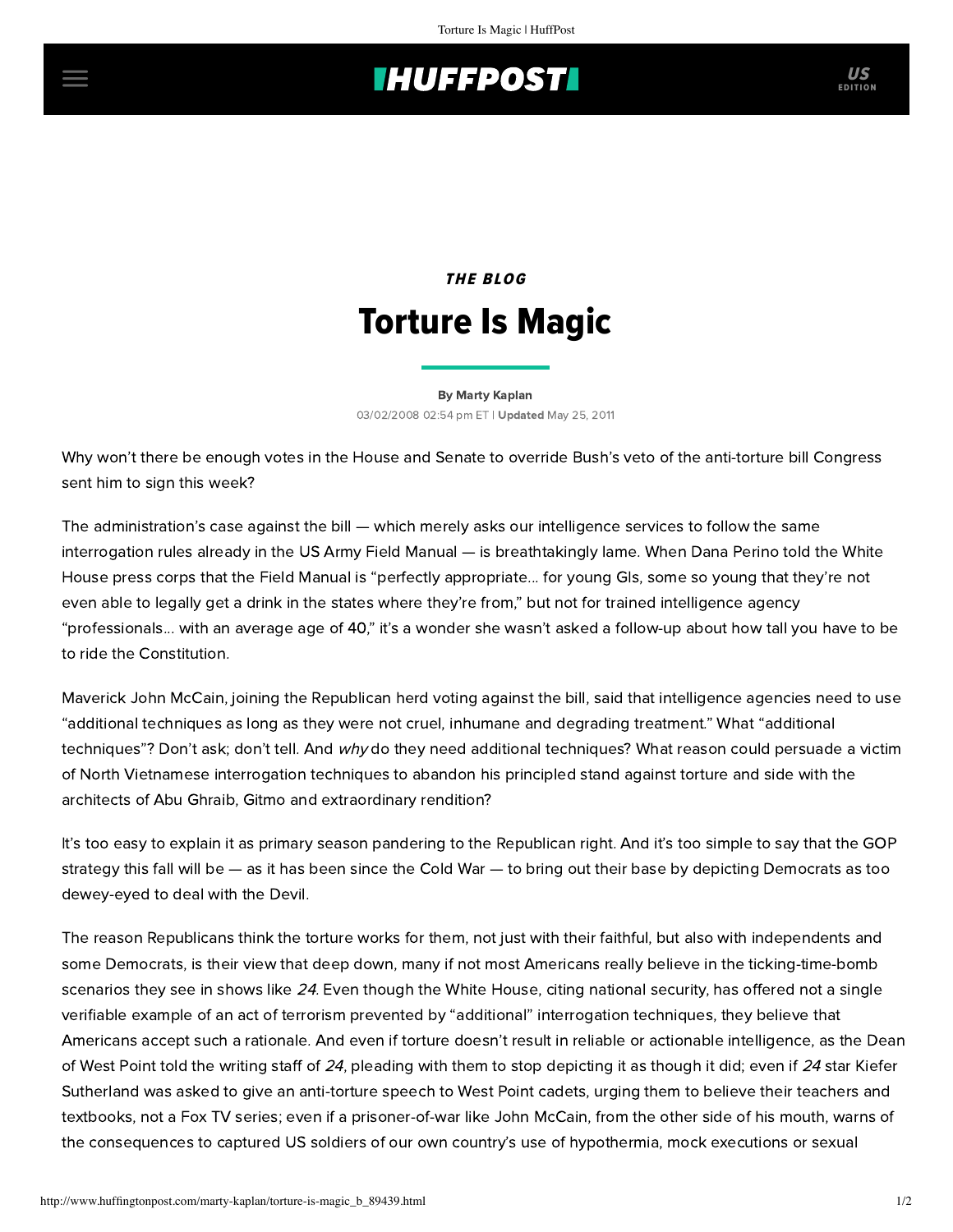THE BLOG

# Torture Is Magic

By Marty Kaplan

03/02/2008 02:54 pm ET | **Updated** May 25, 2011

Why won't there be enough votes in the House and Senate to override Bush's veto of the anti-torture bill Congress sent him to sign this week?

The administration's case against the bill — which merely asks our intelligence services to follow the same interrogation rules already in the US Army Field Manual — is breathtakingly lame. When Dana Perino told the White House press corps that the Field Manual is "perfectly appropriate... for young GIs, some so young that they're not even able to legally get a drink in the states where they're from," but not for trained intelligence agency "professionals... with an average age of 40," it's a wonder she wasn't asked a follow-up about how tall you have to be to ride the Constitution.

Maverick John McCain, joining the Republican herd voting against the bill, said that intelligence agencies need to use "additional techniques as long as they were not cruel, inhumane and degrading treatment." What "additional techniques"? Don't ask; don't tell. And *why* do they need additional techniques? What reason could persuade a victim of North Vietnamese interrogation techniques to abandon his principled stand against torture and side with the architects of Abu Ghraib, Gitmo and extraordinary rendition?

It's too easy to explain it as primary season pandering to the Republican right. And it's too simple to say that the GOP strategy this fall will be — as it has been since the Cold War — to bring out their base by depicting Democrats as too dewey-eyed to deal with the Devil.

The reason Republicans think the torture works for them, not just with their faithful, but also with independents and some Democrats, is their view that deep down, many if not most Americans really believe in the ticking-time-bomb scenarios they see in shows like *24*. Even though the White House, citing national security, has offered not a single verifiable example of an act of terrorism prevented by "additional" interrogation techniques, they believe that Americans accept such a rationale. And even if torture doesn't result in reliable or actionable intelligence, as the Dean of West Point told the writing staff of *24*, pleading with them to stop depicting it as though it did; even if *24* star Kiefer Sutherland was asked to give an anti-torture speech to West Point cadets, urging them to believe their teachers and textbooks, not a Fox TV series; even if a prisoner-of-war like John McCain, from the other side of his mouth, warns of the consequences to captured US soldiers of our own country's use of hypothermia, mock executions or sexual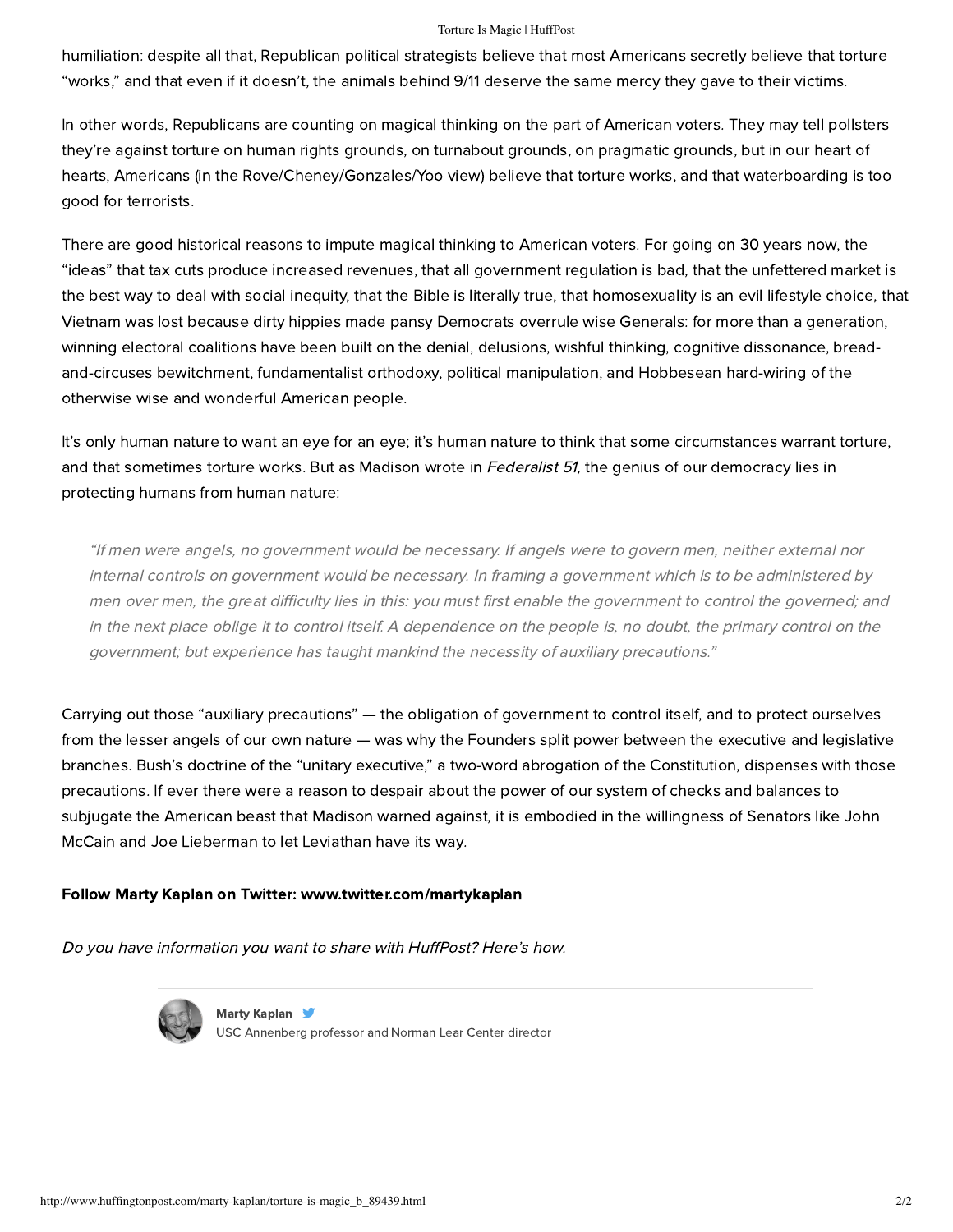humiliation: despite all that, Republican political strategists believe that most Americans secretly believe that torture "works," and that even if it doesn't, the animals behind 9/11 deserve the same mercy they gave to their victims.

In other words, Republicans are counting on magical thinking on the part of American voters. They may tell pollsters they're against torture on human rights grounds, on turnabout grounds, on pragmatic grounds, but in our heart of hearts, Americans (in the Rove/Cheney/Gonzales/Yoo view) believe that torture works, and that waterboarding is too good for terrorists.

There are good historical reasons to impute magical thinking to American voters. For going on 30 years now, the "ideas" that tax cuts produce increased revenues, that all government regulation is bad, that the unfettered market is the best way to deal with social inequity, that the Bible is literally true, that homosexuality is an evil lifestyle choice, that Vietnam was lost because dirty hippies made pansy Democrats overrule wise Generals: for more than a generation, winning electoral coalitions have been built on the denial, delusions, wishful thinking, cognitive dissonance, bread-and-circuses bewitchment, fundamentalist orthodoxy, political manipulation, and Hobbesean hard-wiring of the otherwise wise and wonderful American people.

It's only human nature to want an eye for an eye; it's human nature to think that some circumstances warrant torture, and that sometimes torture works. But as Madison wrote in *Federalist 51*, the genius of our democracy lies in protecting humans from human nature:

> *"If men were angels, no government would be necessary. If angels were to govern men, neither external nor internal controls on government would be necessary. In framing a government which is to be administered by men over men, the great difficulty lies in this: you must first enable the government to control the governed; and in the next place oblige it to control itself. A dependence on the people is, no doubt, the primary control on the government; but experience has taught mankind the necessity of auxiliary precautions."*

Carrying out those "auxiliary precautions" — the obligation of government to control itself, and to protect ourselves from the lesser angels of our own nature — was why the Founders split power between the executive and legislative branches. Bush's doctrine of the "unitary executive," a two-word abrogation of the Constitution, dispenses with those precautions. If ever there were a reason to despair about the power of our system of checks and balances to subjugate the American beast that Madison warned against, it is embodied in the willingness of Senators like John McCain and Joe Lieberman to let Leviathan have its way.

**Follow Marty Kaplan on Twitter: www.twitter.com/martykaplan**

*Do you have information you want to share with HuffPost? Here's how.*

**Marty Kaplan**
USC Annenberg professor and Norman Lear Center director